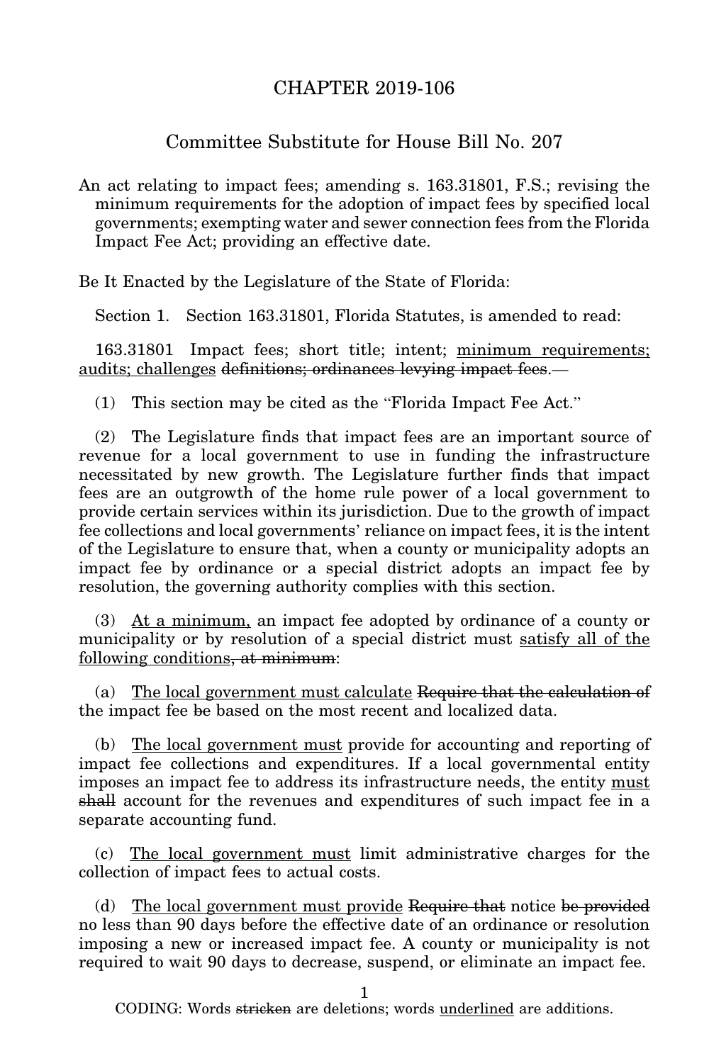# CHAPTER 2019-106

## Committee Substitute for House Bill No. 207

An act relating to impact fees; amending s. 163.31801, F.S.; revising the minimum requirements for the adoption of impact fees by specified local governments; exempting water and sewer connection fees from the Florida Impact Fee Act; providing an effective date.

Be It Enacted by the Legislature of the State of Florida:

Section 1. Section 163.31801, Florida Statutes, is amended to read:

163.31801 Impact fees; short title; intent; <u>minimum requirements; audits; challenges</u> ~~definitions; ordinances levying impact fees~~.—

(1) This section may be cited as the "Florida Impact Fee Act."

(2) The Legislature finds that impact fees are an important source of revenue for a local government to use in funding the infrastructure necessitated by new growth. The Legislature further finds that impact fees are an outgrowth of the home rule power of a local government to provide certain services within its jurisdiction. Due to the growth of impact fee collections and local governments' reliance on impact fees, it is the intent of the Legislature to ensure that, when a county or municipality adopts an impact fee by ordinance or a special district adopts an impact fee by resolution, the governing authority complies with this section.

(3) <u>At a minimum,</u> an impact fee adopted by ordinance of a county or municipality or by resolution of a special district must <u>satisfy all of the following conditions</u>~~, at minimum~~:

(a) <u>The local government must calculate</u> ~~Require that the calculation of~~ the impact fee ~~be~~ based on the most recent and localized data.

(b) <u>The local government must</u> provide for accounting and reporting of impact fee collections and expenditures. If a local governmental entity imposes an impact fee to address its infrastructure needs, the entity <u>must</u> ~~shall~~ account for the revenues and expenditures of such impact fee in a separate accounting fund.

(c) <u>The local government must</u> limit administrative charges for the collection of impact fees to actual costs.

(d) <u>The local government must provide</u> ~~Require that~~ notice ~~be provided~~ no less than 90 days before the effective date of an ordinance or resolution imposing a new or increased impact fee. A county or municipality is not required to wait 90 days to decrease, suspend, or eliminate an impact fee.

CODING: Words ~~stricken~~ are deletions; words <u>underlined</u> are additions.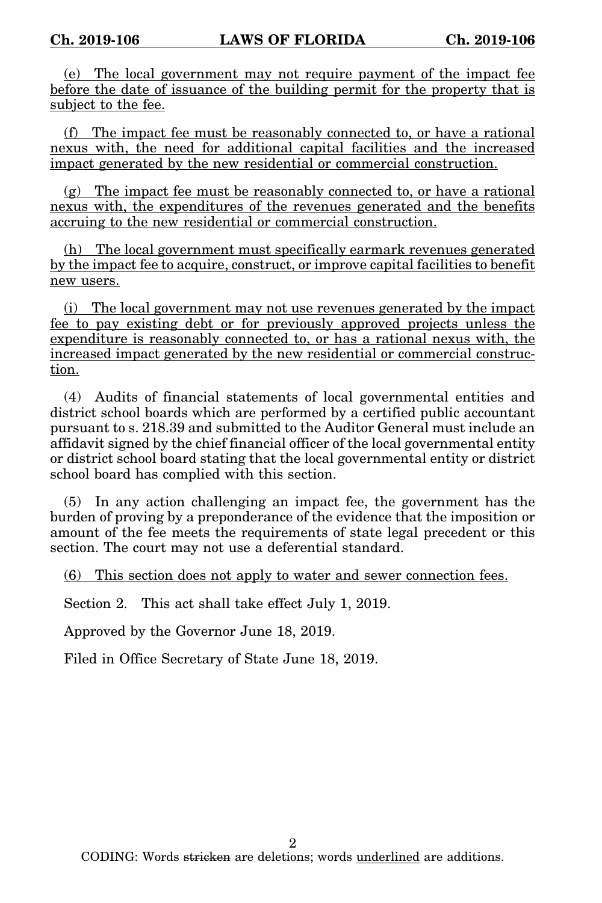(e) The local government may not require payment of the impact fee before the date of issuance of the building permit for the property that is subject to the fee.

(f) The impact fee must be reasonably connected to, or have a rational nexus with, the need for additional capital facilities and the increased impact generated by the new residential or commercial construction.

(g) The impact fee must be reasonably connected to, or have a rational nexus with, the expenditures of the revenues generated and the benefits accruing to the new residential or commercial construction.

(h) The local government must specifically earmark revenues generated by the impact fee to acquire, construct, or improve capital facilities to benefit new users.

(i) The local government may not use revenues generated by the impact fee to pay existing debt or for previously approved projects unless the expenditure is reasonably connected to, or has a rational nexus with, the increased impact generated by the new residential or commercial construction.

(4) Audits of financial statements of local governmental entities and district school boards which are performed by a certified public accountant pursuant to s. 218.39 and submitted to the Auditor General must include an affidavit signed by the chief financial officer of the local governmental entity or district school board stating that the local governmental entity or district school board has complied with this section.

(5) In any action challenging an impact fee, the government has the burden of proving by a preponderance of the evidence that the imposition or amount of the fee meets the requirements of state legal precedent or this section. The court may not use a deferential standard.

(6) This section does not apply to water and sewer connection fees.

Section 2. This act shall take effect July 1, 2019.

Approved by the Governor June 18, 2019.

Filed in Office Secretary of State June 18, 2019.

CODING: Words ~~stricken~~ are deletions; words underlined are additions.